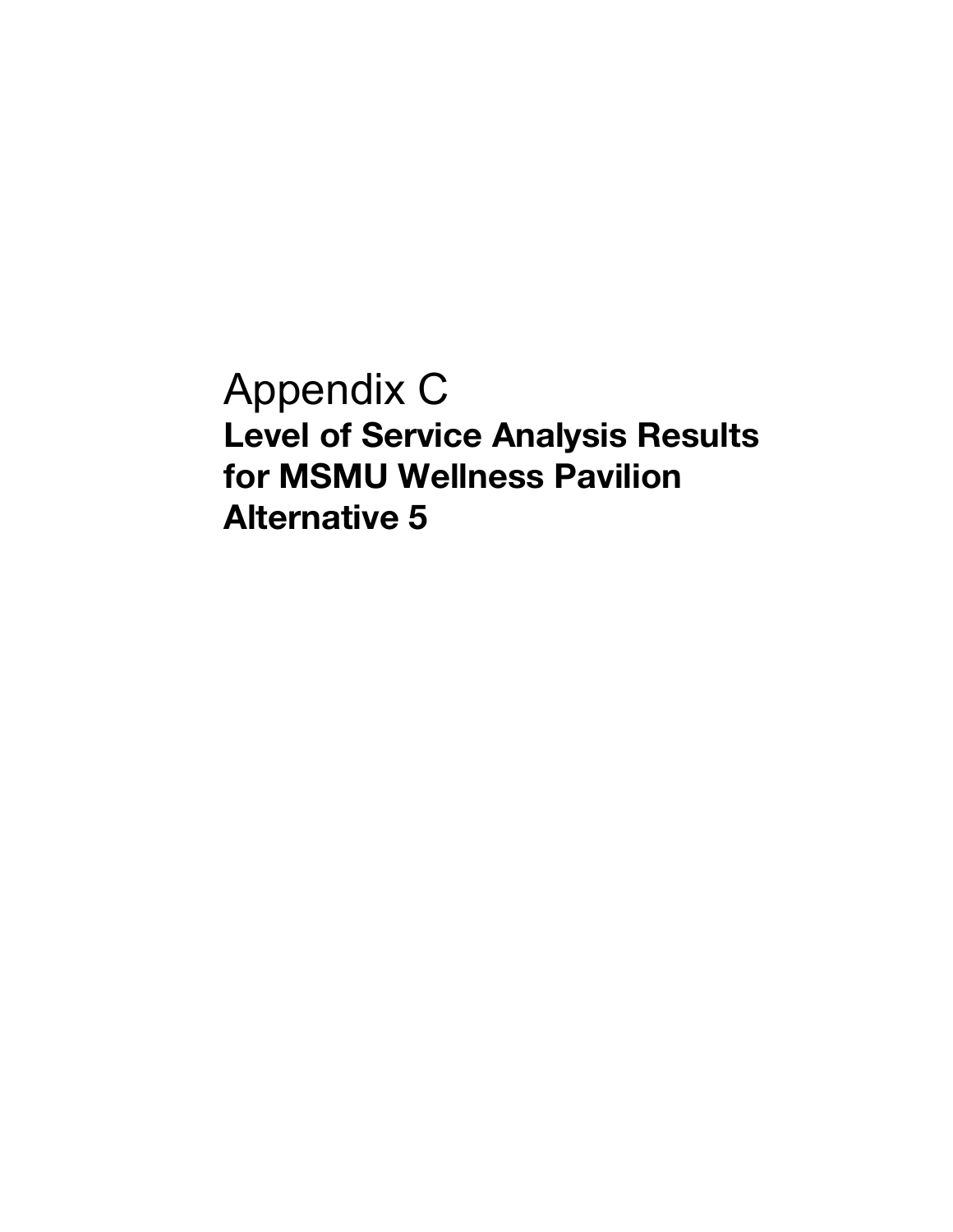# Appendix C

## Level of Service Analysis Results for MSMU Wellness Pavilion Alternative 5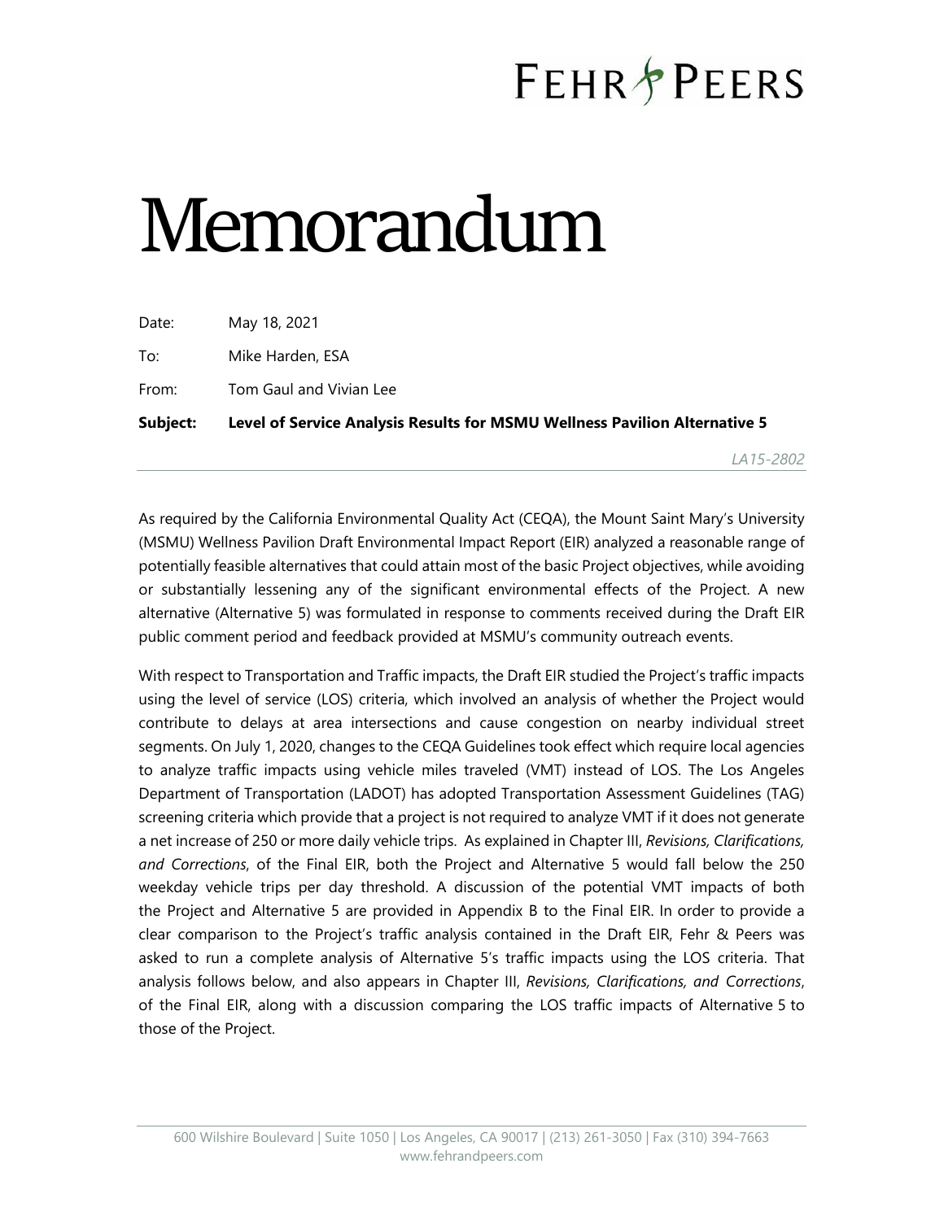# FEHR & PEERS

# Memorandum

Date: May 18, 2021

To: Mike Harden, ESA

From: Tom Gaul and Vivian Lee

**Subject: Level of Service Analysis Results for MSMU Wellness Pavilion Alternative 5**

*LA15-2802*

---

As required by the California Environmental Quality Act (CEQA), the Mount Saint Mary's University (MSMU) Wellness Pavilion Draft Environmental Impact Report (EIR) analyzed a reasonable range of potentially feasible alternatives that could attain most of the basic Project objectives, while avoiding or substantially lessening any of the significant environmental effects of the Project. A new alternative (Alternative 5) was formulated in response to comments received during the Draft EIR public comment period and feedback provided at MSMU's community outreach events.

With respect to Transportation and Traffic impacts, the Draft EIR studied the Project's traffic impacts using the level of service (LOS) criteria, which involved an analysis of whether the Project would contribute to delays at area intersections and cause congestion on nearby individual street segments. On July 1, 2020, changes to the CEQA Guidelines took effect which require local agencies to analyze traffic impacts using vehicle miles traveled (VMT) instead of LOS. The Los Angeles Department of Transportation (LADOT) has adopted Transportation Assessment Guidelines (TAG) screening criteria which provide that a project is not required to analyze VMT if it does not generate a net increase of 250 or more daily vehicle trips. As explained in Chapter III, *Revisions, Clarifications, and Corrections*, of the Final EIR, both the Project and Alternative 5 would fall below the 250 weekday vehicle trips per day threshold. A discussion of the potential VMT impacts of both the Project and Alternative 5 are provided in Appendix B to the Final EIR. In order to provide a clear comparison to the Project's traffic analysis contained in the Draft EIR, Fehr & Peers was asked to run a complete analysis of Alternative 5's traffic impacts using the LOS criteria. That analysis follows below, and also appears in Chapter III, *Revisions, Clarifications, and Corrections*, of the Final EIR, along with a discussion comparing the LOS traffic impacts of Alternative 5 to those of the Project.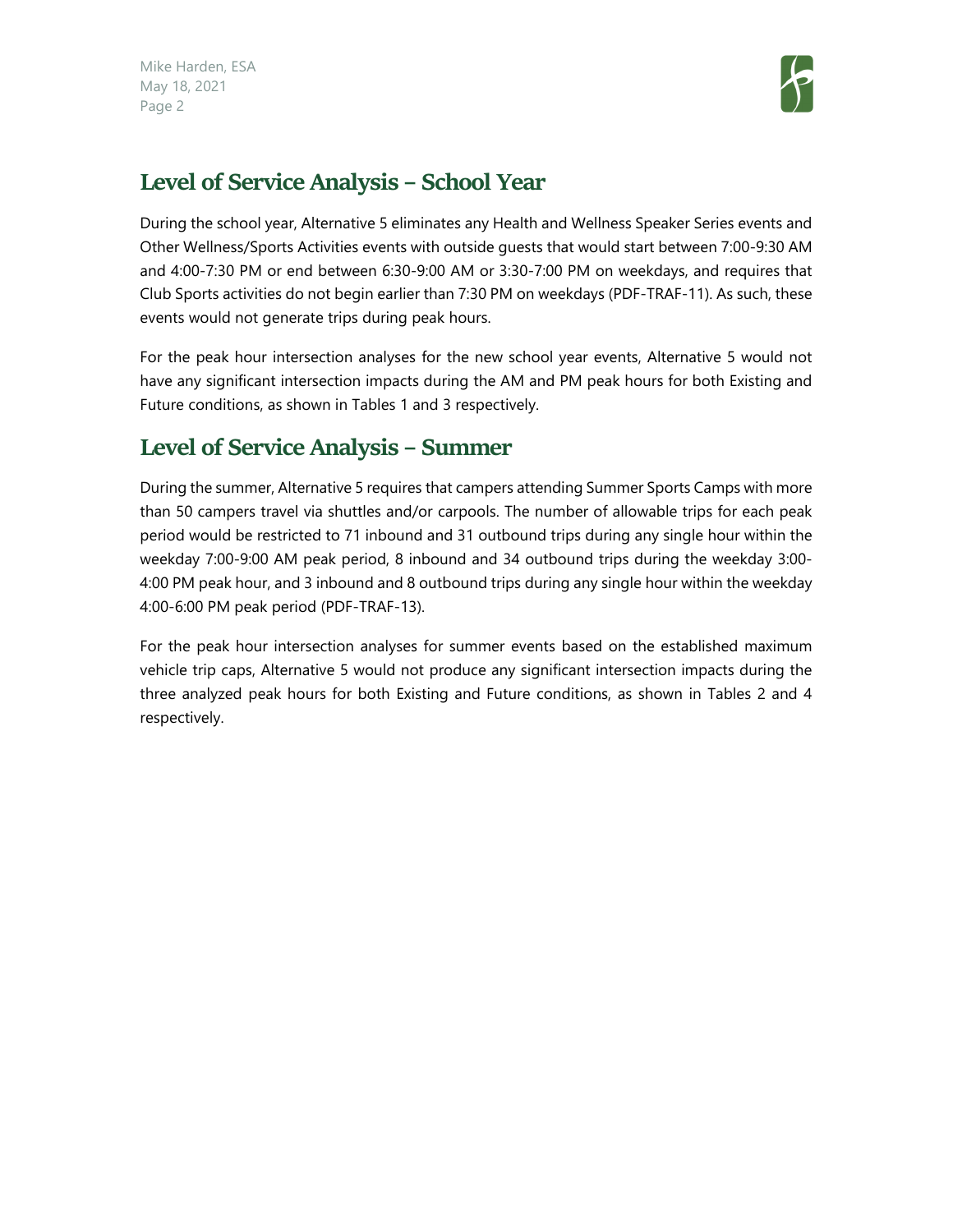## Level of Service Analysis – School Year

During the school year, Alternative 5 eliminates any Health and Wellness Speaker Series events and Other Wellness/Sports Activities events with outside guests that would start between 7:00-9:30 AM and 4:00-7:30 PM or end between 6:30-9:00 AM or 3:30-7:00 PM on weekdays, and requires that Club Sports activities do not begin earlier than 7:30 PM on weekdays (PDF-TRAF-11). As such, these events would not generate trips during peak hours.

For the peak hour intersection analyses for the new school year events, Alternative 5 would not have any significant intersection impacts during the AM and PM peak hours for both Existing and Future conditions, as shown in Tables 1 and 3 respectively.

## Level of Service Analysis – Summer

During the summer, Alternative 5 requires that campers attending Summer Sports Camps with more than 50 campers travel via shuttles and/or carpools. The number of allowable trips for each peak period would be restricted to 71 inbound and 31 outbound trips during any single hour within the weekday 7:00-9:00 AM peak period, 8 inbound and 34 outbound trips during the weekday 3:00-4:00 PM peak hour, and 3 inbound and 8 outbound trips during any single hour within the weekday 4:00-6:00 PM peak period (PDF-TRAF-13).

For the peak hour intersection analyses for summer events based on the established maximum vehicle trip caps, Alternative 5 would not produce any significant intersection impacts during the three analyzed peak hours for both Existing and Future conditions, as shown in Tables 2 and 4 respectively.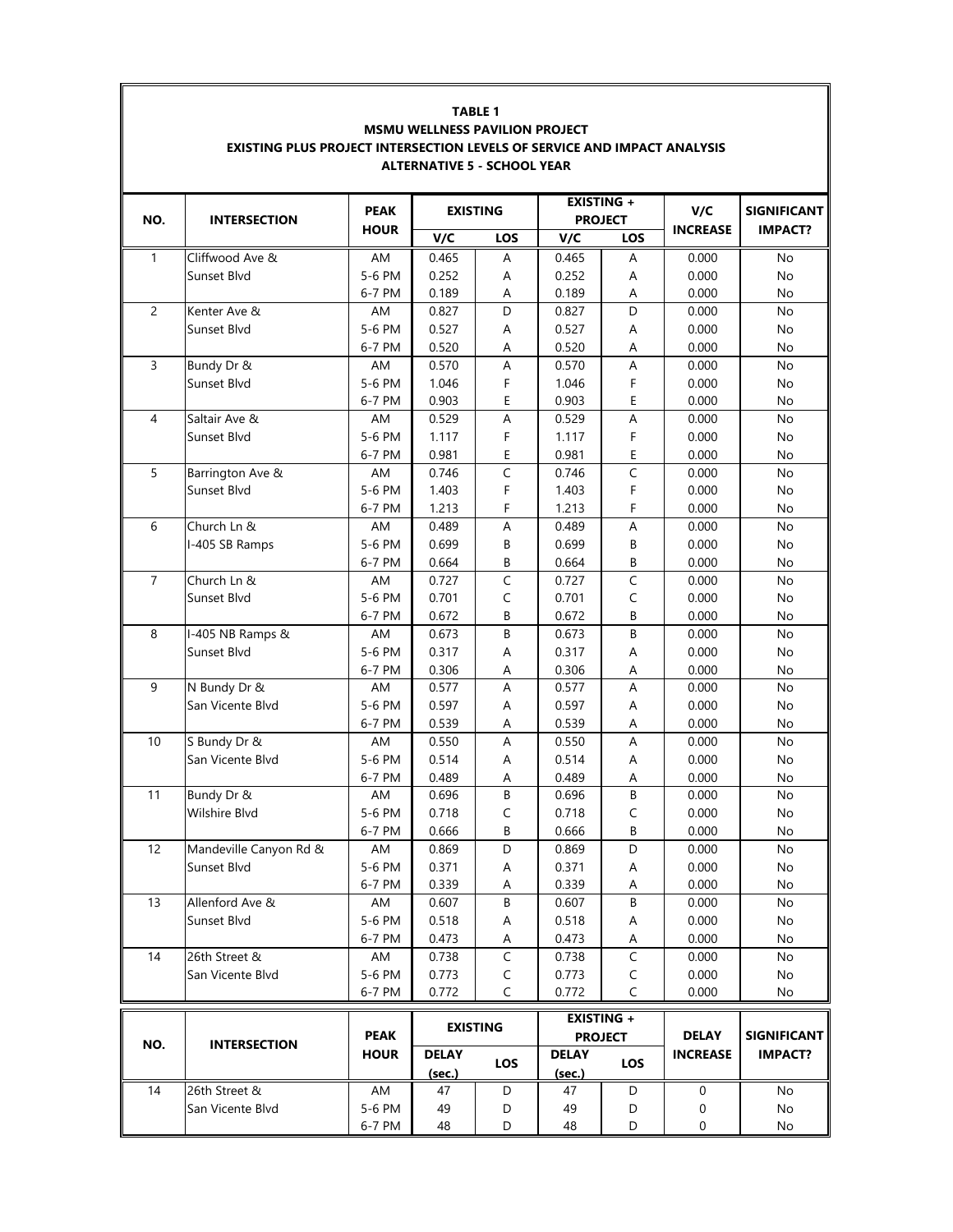**TABLE 1**
**MSMU WELLNESS PAVILION PROJECT**
**EXISTING PLUS PROJECT INTERSECTION LEVELS OF SERVICE AND IMPACT ANALYSIS**
**ALTERNATIVE 5 - SCHOOL YEAR**

| NO. | INTERSECTION | PEAK HOUR | EXISTING | | EXISTING + PROJECT | | V/C INCREASE | SIGNIFICANT IMPACT? |
|---|---|---|---|---|---|---|---|---|
| | | | V/C | LOS | V/C | LOS | | |
| 1 | Cliffwood Ave & | AM | 0.465 | A | 0.465 | A | 0.000 | No |
| | Sunset Blvd | 5-6 PM | 0.252 | A | 0.252 | A | 0.000 | No |
| | | 6-7 PM | 0.189 | A | 0.189 | A | 0.000 | No |
| 2 | Kenter Ave & | AM | 0.827 | D | 0.827 | D | 0.000 | No |
| | Sunset Blvd | 5-6 PM | 0.527 | A | 0.527 | A | 0.000 | No |
| | | 6-7 PM | 0.520 | A | 0.520 | A | 0.000 | No |
| 3 | Bundy Dr & | AM | 0.570 | A | 0.570 | A | 0.000 | No |
| | Sunset Blvd | 5-6 PM | 1.046 | F | 1.046 | F | 0.000 | No |
| | | 6-7 PM | 0.903 | E | 0.903 | E | 0.000 | No |
| 4 | Saltair Ave & | AM | 0.529 | A | 0.529 | A | 0.000 | No |
| | Sunset Blvd | 5-6 PM | 1.117 | F | 1.117 | F | 0.000 | No |
| | | 6-7 PM | 0.981 | E | 0.981 | E | 0.000 | No |
| 5 | Barrington Ave & | AM | 0.746 | C | 0.746 | C | 0.000 | No |
| | Sunset Blvd | 5-6 PM | 1.403 | F | 1.403 | F | 0.000 | No |
| | | 6-7 PM | 1.213 | F | 1.213 | F | 0.000 | No |
| 6 | Church Ln & | AM | 0.489 | A | 0.489 | A | 0.000 | No |
| | I-405 SB Ramps | 5-6 PM | 0.699 | B | 0.699 | B | 0.000 | No |
| | | 6-7 PM | 0.664 | B | 0.664 | B | 0.000 | No |
| 7 | Church Ln & | AM | 0.727 | C | 0.727 | C | 0.000 | No |
| | Sunset Blvd | 5-6 PM | 0.701 | C | 0.701 | C | 0.000 | No |
| | | 6-7 PM | 0.672 | B | 0.672 | B | 0.000 | No |
| 8 | I-405 NB Ramps & | AM | 0.673 | B | 0.673 | B | 0.000 | No |
| | Sunset Blvd | 5-6 PM | 0.317 | A | 0.317 | A | 0.000 | No |
| | | 6-7 PM | 0.306 | A | 0.306 | A | 0.000 | No |
| 9 | N Bundy Dr & | AM | 0.577 | A | 0.577 | A | 0.000 | No |
| | San Vicente Blvd | 5-6 PM | 0.597 | A | 0.597 | A | 0.000 | No |
| | | 6-7 PM | 0.539 | A | 0.539 | A | 0.000 | No |
| 10 | S Bundy Dr & | AM | 0.550 | A | 0.550 | A | 0.000 | No |
| | San Vicente Blvd | 5-6 PM | 0.514 | A | 0.514 | A | 0.000 | No |
| | | 6-7 PM | 0.489 | A | 0.489 | A | 0.000 | No |
| 11 | Bundy Dr & | AM | 0.696 | B | 0.696 | B | 0.000 | No |
| | Wilshire Blvd | 5-6 PM | 0.718 | C | 0.718 | C | 0.000 | No |
| | | 6-7 PM | 0.666 | B | 0.666 | B | 0.000 | No |
| 12 | Mandeville Canyon Rd & | AM | 0.869 | D | 0.869 | D | 0.000 | No |
| | Sunset Blvd | 5-6 PM | 0.371 | A | 0.371 | A | 0.000 | No |
| | | 6-7 PM | 0.339 | A | 0.339 | A | 0.000 | No |
| 13 | Allenford Ave & | AM | 0.607 | B | 0.607 | B | 0.000 | No |
| | Sunset Blvd | 5-6 PM | 0.518 | A | 0.518 | A | 0.000 | No |
| | | 6-7 PM | 0.473 | A | 0.473 | A | 0.000 | No |
| 14 | 26th Street & | AM | 0.738 | C | 0.738 | C | 0.000 | No |
| | San Vicente Blvd | 5-6 PM | 0.773 | C | 0.773 | C | 0.000 | No |
| | | 6-7 PM | 0.772 | C | 0.772 | C | 0.000 | No |

| NO. | INTERSECTION | PEAK HOUR | EXISTING | | EXISTING + PROJECT | | DELAY INCREASE | SIGNIFICANT IMPACT? |
|---|---|---|---|---|---|---|---|---|
| | | | DELAY (sec.) | LOS | DELAY (sec.) | LOS | | |
| 14 | 26th Street & | AM | 47 | D | 47 | D | 0 | No |
| | San Vicente Blvd | 5-6 PM | 49 | D | 49 | D | 0 | No |
| | | 6-7 PM | 48 | D | 48 | D | 0 | No |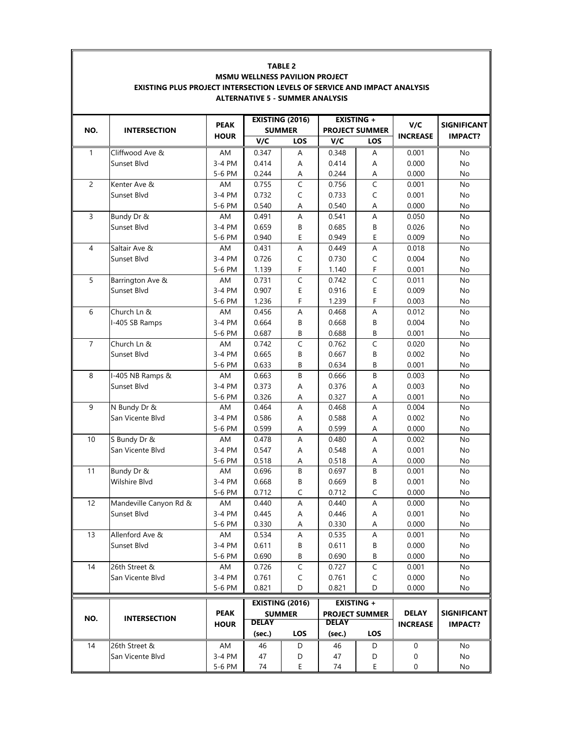**TABLE 2**
**MSMU WELLNESS PAVILION PROJECT**
**EXISTING PLUS PROJECT INTERSECTION LEVELS OF SERVICE AND IMPACT ANALYSIS**
**ALTERNATIVE 5 - SUMMER ANALYSIS**

| NO. | INTERSECTION | PEAK HOUR | EXISTING (2016) SUMMER | | EXISTING + PROJECT SUMMER | | V/C INCREASE | SIGNIFICANT IMPACT? |
|---|---|---|---|---|---|---|---|---|
| | | | V/C | LOS | V/C | LOS | | |
| 1 | Cliffwood Ave & | AM | 0.347 | A | 0.348 | A | 0.001 | No |
| | Sunset Blvd | 3-4 PM | 0.414 | A | 0.414 | A | 0.000 | No |
| | | 5-6 PM | 0.244 | A | 0.244 | A | 0.000 | No |
| 2 | Kenter Ave & | AM | 0.755 | C | 0.756 | C | 0.001 | No |
| | Sunset Blvd | 3-4 PM | 0.732 | C | 0.733 | C | 0.001 | No |
| | | 5-6 PM | 0.540 | A | 0.540 | A | 0.000 | No |
| 3 | Bundy Dr & | AM | 0.491 | A | 0.541 | A | 0.050 | No |
| | Sunset Blvd | 3-4 PM | 0.659 | B | 0.685 | B | 0.026 | No |
| | | 5-6 PM | 0.940 | E | 0.949 | E | 0.009 | No |
| 4 | Saltair Ave & | AM | 0.431 | A | 0.449 | A | 0.018 | No |
| | Sunset Blvd | 3-4 PM | 0.726 | C | 0.730 | C | 0.004 | No |
| | | 5-6 PM | 1.139 | F | 1.140 | F | 0.001 | No |
| 5 | Barrington Ave & | AM | 0.731 | C | 0.742 | C | 0.011 | No |
| | Sunset Blvd | 3-4 PM | 0.907 | E | 0.916 | E | 0.009 | No |
| | | 5-6 PM | 1.236 | F | 1.239 | F | 0.003 | No |
| 6 | Church Ln & | AM | 0.456 | A | 0.468 | A | 0.012 | No |
| | I-405 SB Ramps | 3-4 PM | 0.664 | B | 0.668 | B | 0.004 | No |
| | | 5-6 PM | 0.687 | B | 0.688 | B | 0.001 | No |
| 7 | Church Ln & | AM | 0.742 | C | 0.762 | C | 0.020 | No |
| | Sunset Blvd | 3-4 PM | 0.665 | B | 0.667 | B | 0.002 | No |
| | | 5-6 PM | 0.633 | B | 0.634 | B | 0.001 | No |
| 8 | I-405 NB Ramps & | AM | 0.663 | B | 0.666 | B | 0.003 | No |
| | Sunset Blvd | 3-4 PM | 0.373 | A | 0.376 | A | 0.003 | No |
| | | 5-6 PM | 0.326 | A | 0.327 | A | 0.001 | No |
| 9 | N Bundy Dr & | AM | 0.464 | A | 0.468 | A | 0.004 | No |
| | San Vicente Blvd | 3-4 PM | 0.586 | A | 0.588 | A | 0.002 | No |
| | | 5-6 PM | 0.599 | A | 0.599 | A | 0.000 | No |
| 10 | S Bundy Dr & | AM | 0.478 | A | 0.480 | A | 0.002 | No |
| | San Vicente Blvd | 3-4 PM | 0.547 | A | 0.548 | A | 0.001 | No |
| | | 5-6 PM | 0.518 | A | 0.518 | A | 0.000 | No |
| 11 | Bundy Dr & | AM | 0.696 | B | 0.697 | B | 0.001 | No |
| | Wilshire Blvd | 3-4 PM | 0.668 | B | 0.669 | B | 0.001 | No |
| | | 5-6 PM | 0.712 | C | 0.712 | C | 0.000 | No |
| 12 | Mandeville Canyon Rd & | AM | 0.440 | A | 0.440 | A | 0.000 | No |
| | Sunset Blvd | 3-4 PM | 0.445 | A | 0.446 | A | 0.001 | No |
| | | 5-6 PM | 0.330 | A | 0.330 | A | 0.000 | No |
| 13 | Allenford Ave & | AM | 0.534 | A | 0.535 | A | 0.001 | No |
| | Sunset Blvd | 3-4 PM | 0.611 | B | 0.611 | B | 0.000 | No |
| | | 5-6 PM | 0.690 | B | 0.690 | B | 0.000 | No |
| 14 | 26th Street & | AM | 0.726 | C | 0.727 | C | 0.001 | No |
| | San Vicente Blvd | 3-4 PM | 0.761 | C | 0.761 | C | 0.000 | No |
| | | 5-6 PM | 0.821 | D | 0.821 | D | 0.000 | No |

| NO. | INTERSECTION | PEAK HOUR | EXISTING (2016) SUMMER | | EXISTING + PROJECT SUMMER | | DELAY INCREASE | SIGNIFICANT IMPACT? |
|---|---|---|---|---|---|---|---|---|
| | | | DELAY (sec.) | LOS | DELAY (sec.) | LOS | | |
| 14 | 26th Street & | AM | 46 | D | 46 | D | 0 | No |
| | San Vicente Blvd | 3-4 PM | 47 | D | 47 | D | 0 | No |
| | | 5-6 PM | 74 | E | 74 | E | 0 | No |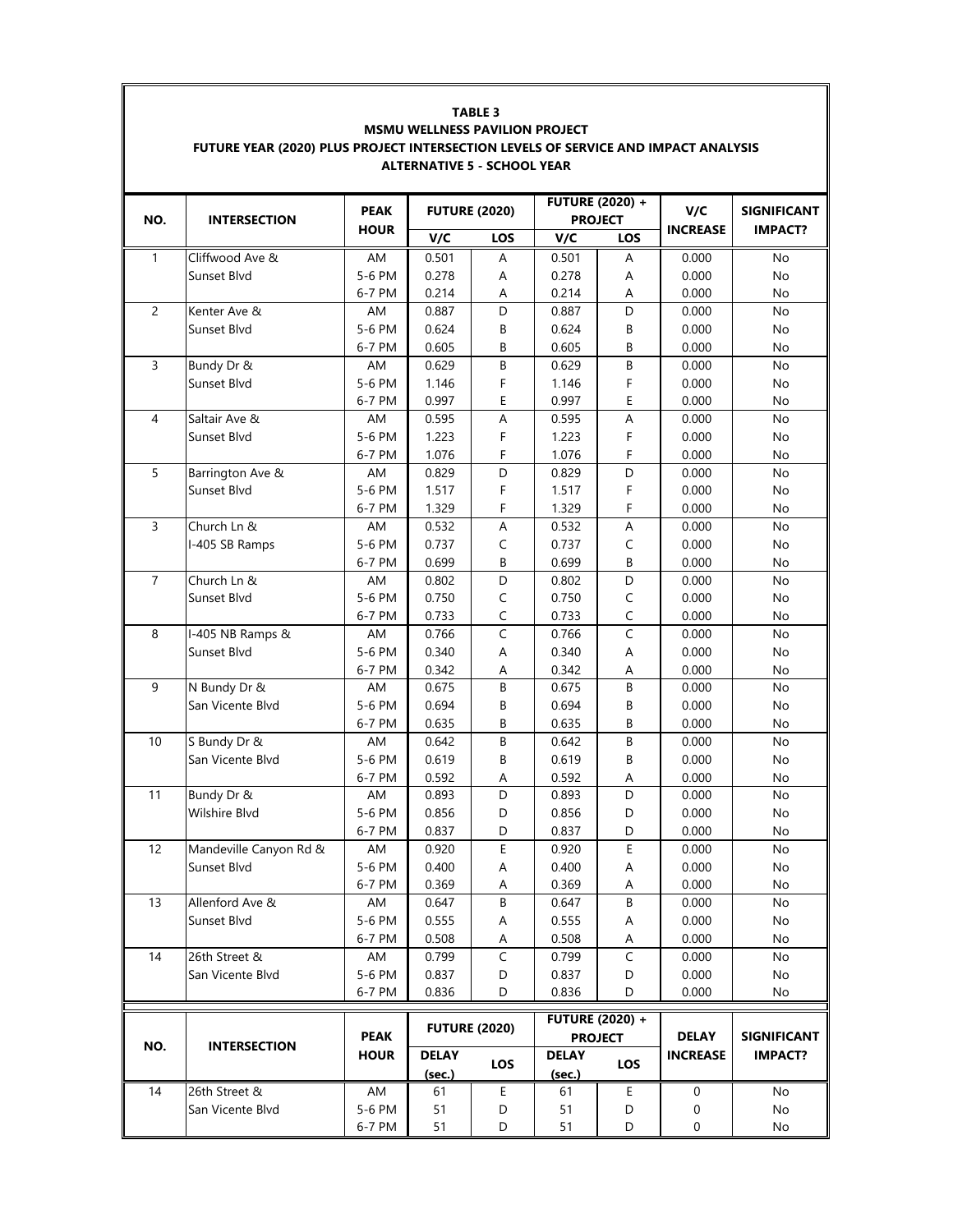**TABLE 3**
**MSMU WELLNESS PAVILION PROJECT**
**FUTURE YEAR (2020) PLUS PROJECT INTERSECTION LEVELS OF SERVICE AND IMPACT ANALYSIS**
**ALTERNATIVE 5 - SCHOOL YEAR**

| NO. | INTERSECTION | PEAK HOUR | FUTURE (2020) | | FUTURE (2020) + PROJECT | | V/C INCREASE | SIGNIFICANT IMPACT? |
|---|---|---|---|---|---|---|---|---|
| | | | V/C | LOS | V/C | LOS | | |
| 1 | Cliffwood Ave & | AM | 0.501 | A | 0.501 | A | 0.000 | No |
| | Sunset Blvd | 5-6 PM | 0.278 | A | 0.278 | A | 0.000 | No |
| | | 6-7 PM | 0.214 | A | 0.214 | A | 0.000 | No |
| 2 | Kenter Ave & | AM | 0.887 | D | 0.887 | D | 0.000 | No |
| | Sunset Blvd | 5-6 PM | 0.624 | B | 0.624 | B | 0.000 | No |
| | | 6-7 PM | 0.605 | B | 0.605 | B | 0.000 | No |
| 3 | Bundy Dr & | AM | 0.629 | B | 0.629 | B | 0.000 | No |
| | Sunset Blvd | 5-6 PM | 1.146 | F | 1.146 | F | 0.000 | No |
| | | 6-7 PM | 0.997 | E | 0.997 | E | 0.000 | No |
| 4 | Saltair Ave & | AM | 0.595 | A | 0.595 | A | 0.000 | No |
| | Sunset Blvd | 5-6 PM | 1.223 | F | 1.223 | F | 0.000 | No |
| | | 6-7 PM | 1.076 | F | 1.076 | F | 0.000 | No |
| 5 | Barrington Ave & | AM | 0.829 | D | 0.829 | D | 0.000 | No |
| | Sunset Blvd | 5-6 PM | 1.517 | F | 1.517 | F | 0.000 | No |
| | | 6-7 PM | 1.329 | F | 1.329 | F | 0.000 | No |
| 3 | Church Ln & | AM | 0.532 | A | 0.532 | A | 0.000 | No |
| | I-405 SB Ramps | 5-6 PM | 0.737 | C | 0.737 | C | 0.000 | No |
| | | 6-7 PM | 0.699 | B | 0.699 | B | 0.000 | No |
| 7 | Church Ln & | AM | 0.802 | D | 0.802 | D | 0.000 | No |
| | Sunset Blvd | 5-6 PM | 0.750 | C | 0.750 | C | 0.000 | No |
| | | 6-7 PM | 0.733 | C | 0.733 | C | 0.000 | No |
| 8 | I-405 NB Ramps & | AM | 0.766 | C | 0.766 | C | 0.000 | No |
| | Sunset Blvd | 5-6 PM | 0.340 | A | 0.340 | A | 0.000 | No |
| | | 6-7 PM | 0.342 | A | 0.342 | A | 0.000 | No |
| 9 | N Bundy Dr & | AM | 0.675 | B | 0.675 | B | 0.000 | No |
| | San Vicente Blvd | 5-6 PM | 0.694 | B | 0.694 | B | 0.000 | No |
| | | 6-7 PM | 0.635 | B | 0.635 | B | 0.000 | No |
| 10 | S Bundy Dr & | AM | 0.642 | B | 0.642 | B | 0.000 | No |
| | San Vicente Blvd | 5-6 PM | 0.619 | B | 0.619 | B | 0.000 | No |
| | | 6-7 PM | 0.592 | A | 0.592 | A | 0.000 | No |
| 11 | Bundy Dr & | AM | 0.893 | D | 0.893 | D | 0.000 | No |
| | Wilshire Blvd | 5-6 PM | 0.856 | D | 0.856 | D | 0.000 | No |
| | | 6-7 PM | 0.837 | D | 0.837 | D | 0.000 | No |
| 12 | Mandeville Canyon Rd & | AM | 0.920 | E | 0.920 | E | 0.000 | No |
| | Sunset Blvd | 5-6 PM | 0.400 | A | 0.400 | A | 0.000 | No |
| | | 6-7 PM | 0.369 | A | 0.369 | A | 0.000 | No |
| 13 | Allenford Ave & | AM | 0.647 | B | 0.647 | B | 0.000 | No |
| | Sunset Blvd | 5-6 PM | 0.555 | A | 0.555 | A | 0.000 | No |
| | | 6-7 PM | 0.508 | A | 0.508 | A | 0.000 | No |
| 14 | 26th Street & | AM | 0.799 | C | 0.799 | C | 0.000 | No |
| | San Vicente Blvd | 5-6 PM | 0.837 | D | 0.837 | D | 0.000 | No |
| | | 6-7 PM | 0.836 | D | 0.836 | D | 0.000 | No |

| NO. | INTERSECTION | PEAK HOUR | FUTURE (2020) | | FUTURE (2020) + PROJECT | | DELAY INCREASE | SIGNIFICANT IMPACT? |
|---|---|---|---|---|---|---|---|---|
| | | | DELAY (sec.) | LOS | DELAY (sec.) | LOS | | |
| 14 | 26th Street & | AM | 61 | E | 61 | E | 0 | No |
| | San Vicente Blvd | 5-6 PM | 51 | D | 51 | D | 0 | No |
| | | 6-7 PM | 51 | D | 51 | D | 0 | No |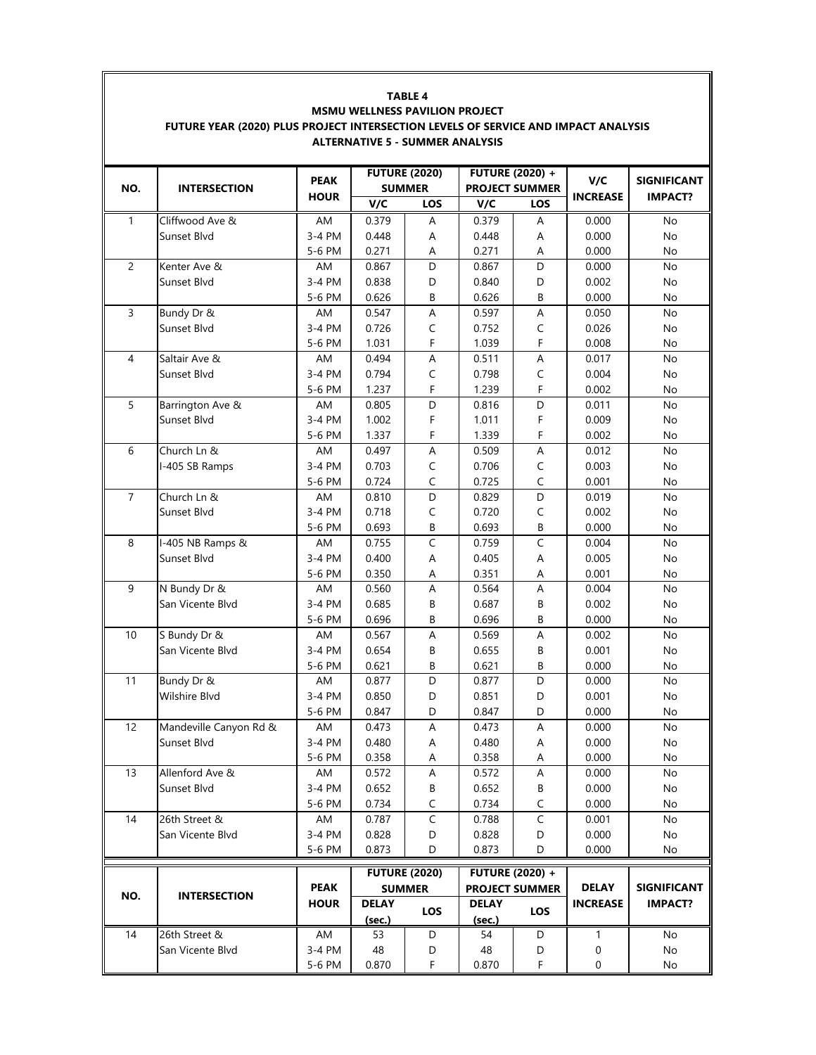**TABLE 4**
**MSMU WELLNESS PAVILION PROJECT**
**FUTURE YEAR (2020) PLUS PROJECT INTERSECTION LEVELS OF SERVICE AND IMPACT ANALYSIS**
**ALTERNATIVE 5 - SUMMER ANALYSIS**

| NO. | INTERSECTION | PEAK HOUR | FUTURE (2020) SUMMER | | FUTURE (2020) + PROJECT SUMMER | | V/C INCREASE | SIGNIFICANT IMPACT? |
|---|---|---|---|---|---|---|---|---|
| | | | V/C | LOS | V/C | LOS | | |
| 1 | Cliffwood Ave & | AM | 0.379 | A | 0.379 | A | 0.000 | No |
| | Sunset Blvd | 3-4 PM | 0.448 | A | 0.448 | A | 0.000 | No |
| | | 5-6 PM | 0.271 | A | 0.271 | A | 0.000 | No |
| 2 | Kenter Ave & | AM | 0.867 | D | 0.867 | D | 0.000 | No |
| | Sunset Blvd | 3-4 PM | 0.838 | D | 0.840 | D | 0.002 | No |
| | | 5-6 PM | 0.626 | B | 0.626 | B | 0.000 | No |
| 3 | Bundy Dr & | AM | 0.547 | A | 0.597 | A | 0.050 | No |
| | Sunset Blvd | 3-4 PM | 0.726 | C | 0.752 | C | 0.026 | No |
| | | 5-6 PM | 1.031 | F | 1.039 | F | 0.008 | No |
| 4 | Saltair Ave & | AM | 0.494 | A | 0.511 | A | 0.017 | No |
| | Sunset Blvd | 3-4 PM | 0.794 | C | 0.798 | C | 0.004 | No |
| | | 5-6 PM | 1.237 | F | 1.239 | F | 0.002 | No |
| 5 | Barrington Ave & | AM | 0.805 | D | 0.816 | D | 0.011 | No |
| | Sunset Blvd | 3-4 PM | 1.002 | F | 1.011 | F | 0.009 | No |
| | | 5-6 PM | 1.337 | F | 1.339 | F | 0.002 | No |
| 6 | Church Ln & | AM | 0.497 | A | 0.509 | A | 0.012 | No |
| | I-405 SB Ramps | 3-4 PM | 0.703 | C | 0.706 | C | 0.003 | No |
| | | 5-6 PM | 0.724 | C | 0.725 | C | 0.001 | No |
| 7 | Church Ln & | AM | 0.810 | D | 0.829 | D | 0.019 | No |
| | Sunset Blvd | 3-4 PM | 0.718 | C | 0.720 | C | 0.002 | No |
| | | 5-6 PM | 0.693 | B | 0.693 | B | 0.000 | No |
| 8 | I-405 NB Ramps & | AM | 0.755 | C | 0.759 | C | 0.004 | No |
| | Sunset Blvd | 3-4 PM | 0.400 | A | 0.405 | A | 0.005 | No |
| | | 5-6 PM | 0.350 | A | 0.351 | A | 0.001 | No |
| 9 | N Bundy Dr & | AM | 0.560 | A | 0.564 | A | 0.004 | No |
| | San Vicente Blvd | 3-4 PM | 0.685 | B | 0.687 | B | 0.002 | No |
| | | 5-6 PM | 0.696 | B | 0.696 | B | 0.000 | No |
| 10 | S Bundy Dr & | AM | 0.567 | A | 0.569 | A | 0.002 | No |
| | San Vicente Blvd | 3-4 PM | 0.654 | B | 0.655 | B | 0.001 | No |
| | | 5-6 PM | 0.621 | B | 0.621 | B | 0.000 | No |
| 11 | Bundy Dr & | AM | 0.877 | D | 0.877 | D | 0.000 | No |
| | Wilshire Blvd | 3-4 PM | 0.850 | D | 0.851 | D | 0.001 | No |
| | | 5-6 PM | 0.847 | D | 0.847 | D | 0.000 | No |
| 12 | Mandeville Canyon Rd & | AM | 0.473 | A | 0.473 | A | 0.000 | No |
| | Sunset Blvd | 3-4 PM | 0.480 | A | 0.480 | A | 0.000 | No |
| | | 5-6 PM | 0.358 | A | 0.358 | A | 0.000 | No |
| 13 | Allenford Ave & | AM | 0.572 | A | 0.572 | A | 0.000 | No |
| | Sunset Blvd | 3-4 PM | 0.652 | B | 0.652 | B | 0.000 | No |
| | | 5-6 PM | 0.734 | C | 0.734 | C | 0.000 | No |
| 14 | 26th Street & | AM | 0.787 | C | 0.788 | C | 0.001 | No |
| | San Vicente Blvd | 3-4 PM | 0.828 | D | 0.828 | D | 0.000 | No |
| | | 5-6 PM | 0.873 | D | 0.873 | D | 0.000 | No |

| NO. | INTERSECTION | PEAK HOUR | FUTURE (2020) SUMMER | | FUTURE (2020) + PROJECT SUMMER | | DELAY INCREASE | SIGNIFICANT IMPACT? |
|---|---|---|---|---|---|---|---|---|
| | | | DELAY (sec.) | LOS | DELAY (sec.) | LOS | | |
| 14 | 26th Street & | AM | 53 | D | 54 | D | 1 | No |
| | San Vicente Blvd | 3-4 PM | 48 | D | 48 | D | 0 | No |
| | | 5-6 PM | 0.870 | F | 0.870 | F | 0 | No |